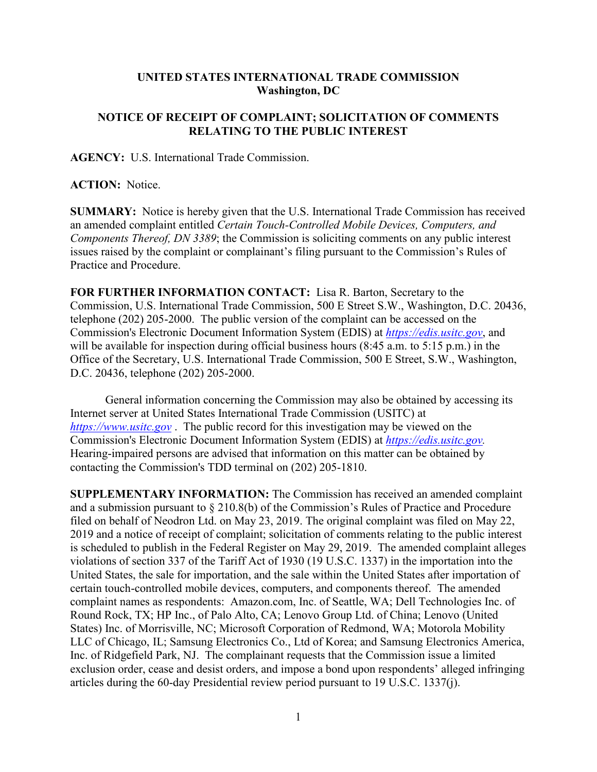**UNITED STATES INTERNATIONAL TRADE COMMISSION**
**Washington, DC**

# NOTICE OF RECEIPT OF COMPLAINT; SOLICITATION OF COMMENTS RELATING TO THE PUBLIC INTEREST

**AGENCY:** U.S. International Trade Commission.

**ACTION:** Notice.

**SUMMARY:** Notice is hereby given that the U.S. International Trade Commission has received an amended complaint entitled *Certain Touch-Controlled Mobile Devices, Computers, and Components Thereof, DN 3389*; the Commission is soliciting comments on any public interest issues raised by the complaint or complainant's filing pursuant to the Commission's Rules of Practice and Procedure.

**FOR FURTHER INFORMATION CONTACT:** Lisa R. Barton, Secretary to the Commission, U.S. International Trade Commission, 500 E Street S.W., Washington, D.C. 20436, telephone (202) 205-2000. The public version of the complaint can be accessed on the Commission's Electronic Document Information System (EDIS) at *https://edis.usitc.gov*, and will be available for inspection during official business hours (8:45 a.m. to 5:15 p.m.) in the Office of the Secretary, U.S. International Trade Commission, 500 E Street, S.W., Washington, D.C. 20436, telephone (202) 205-2000.

General information concerning the Commission may also be obtained by accessing its Internet server at United States International Trade Commission (USITC) at *https://www.usitc.gov* . The public record for this investigation may be viewed on the Commission's Electronic Document Information System (EDIS) at *https://edis.usitc.gov.* Hearing-impaired persons are advised that information on this matter can be obtained by contacting the Commission's TDD terminal on (202) 205-1810.

**SUPPLEMENTARY INFORMATION:** The Commission has received an amended complaint and a submission pursuant to § 210.8(b) of the Commission's Rules of Practice and Procedure filed on behalf of Neodron Ltd. on May 23, 2019. The original complaint was filed on May 22, 2019 and a notice of receipt of complaint; solicitation of comments relating to the public interest is scheduled to publish in the Federal Register on May 29, 2019. The amended complaint alleges violations of section 337 of the Tariff Act of 1930 (19 U.S.C. 1337) in the importation into the United States, the sale for importation, and the sale within the United States after importation of certain touch-controlled mobile devices, computers, and components thereof. The amended complaint names as respondents: Amazon.com, Inc. of Seattle, WA; Dell Technologies Inc. of Round Rock, TX; HP Inc., of Palo Alto, CA; Lenovo Group Ltd. of China; Lenovo (United States) Inc. of Morrisville, NC; Microsoft Corporation of Redmond, WA; Motorola Mobility LLC of Chicago, IL; Samsung Electronics Co., Ltd of Korea; and Samsung Electronics America, Inc. of Ridgefield Park, NJ. The complainant requests that the Commission issue a limited exclusion order, cease and desist orders, and impose a bond upon respondents' alleged infringing articles during the 60-day Presidential review period pursuant to 19 U.S.C. 1337(j).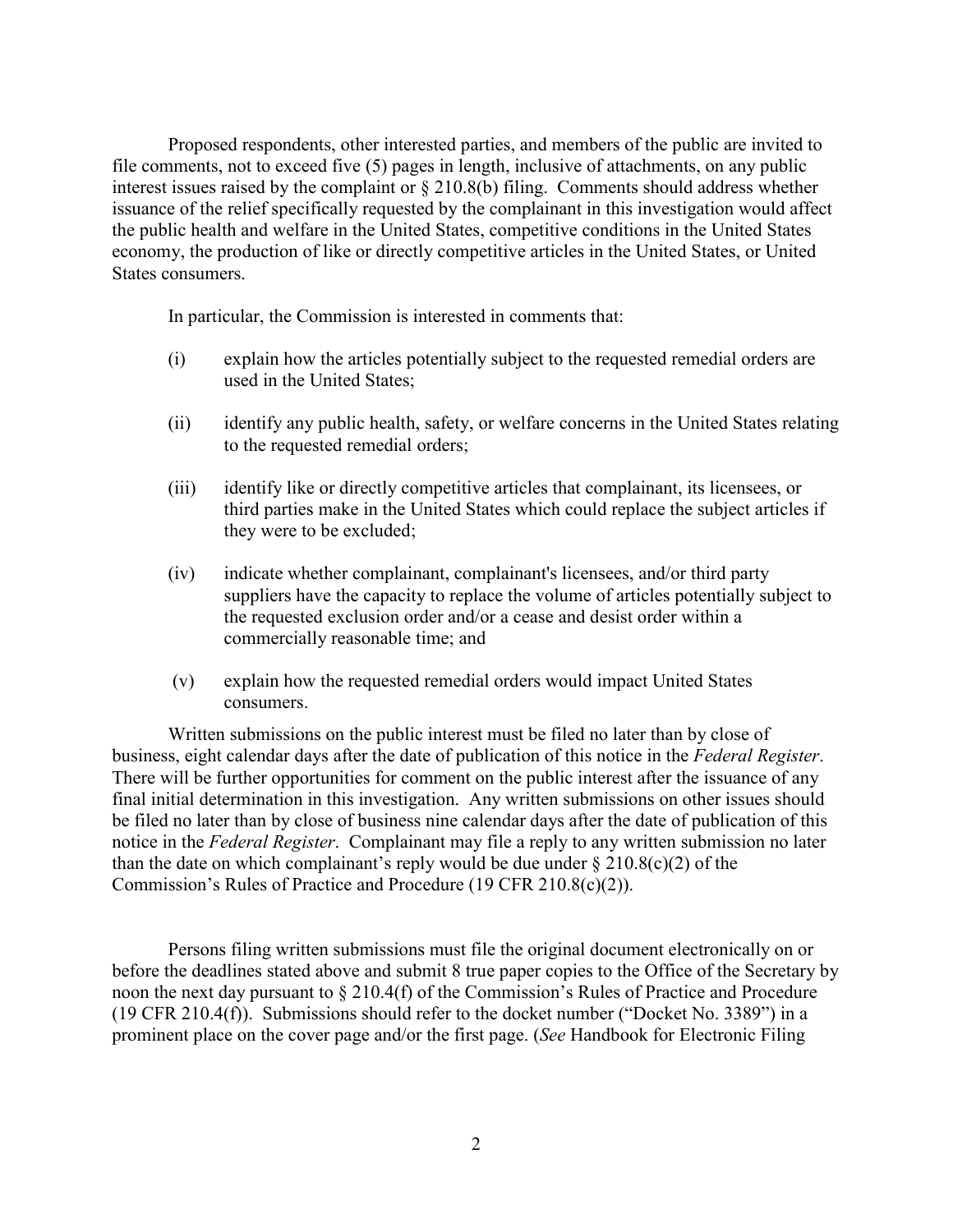Proposed respondents, other interested parties, and members of the public are invited to file comments, not to exceed five (5) pages in length, inclusive of attachments, on any public interest issues raised by the complaint or § 210.8(b) filing. Comments should address whether issuance of the relief specifically requested by the complainant in this investigation would affect the public health and welfare in the United States, competitive conditions in the United States economy, the production of like or directly competitive articles in the United States, or United States consumers.

In particular, the Commission is interested in comments that:

(i) explain how the articles potentially subject to the requested remedial orders are used in the United States;

(ii) identify any public health, safety, or welfare concerns in the United States relating to the requested remedial orders;

(iii) identify like or directly competitive articles that complainant, its licensees, or third parties make in the United States which could replace the subject articles if they were to be excluded;

(iv) indicate whether complainant, complainant's licensees, and/or third party suppliers have the capacity to replace the volume of articles potentially subject to the requested exclusion order and/or a cease and desist order within a commercially reasonable time; and

(v) explain how the requested remedial orders would impact United States consumers.

Written submissions on the public interest must be filed no later than by close of business, eight calendar days after the date of publication of this notice in the *Federal Register*. There will be further opportunities for comment on the public interest after the issuance of any final initial determination in this investigation. Any written submissions on other issues should be filed no later than by close of business nine calendar days after the date of publication of this notice in the *Federal Register*. Complainant may file a reply to any written submission no later than the date on which complainant's reply would be due under § 210.8(c)(2) of the Commission's Rules of Practice and Procedure (19 CFR 210.8(c)(2)).

Persons filing written submissions must file the original document electronically on or before the deadlines stated above and submit 8 true paper copies to the Office of the Secretary by noon the next day pursuant to § 210.4(f) of the Commission's Rules of Practice and Procedure (19 CFR 210.4(f)). Submissions should refer to the docket number ("Docket No. 3389") in a prominent place on the cover page and/or the first page. (*See* Handbook for Electronic Filing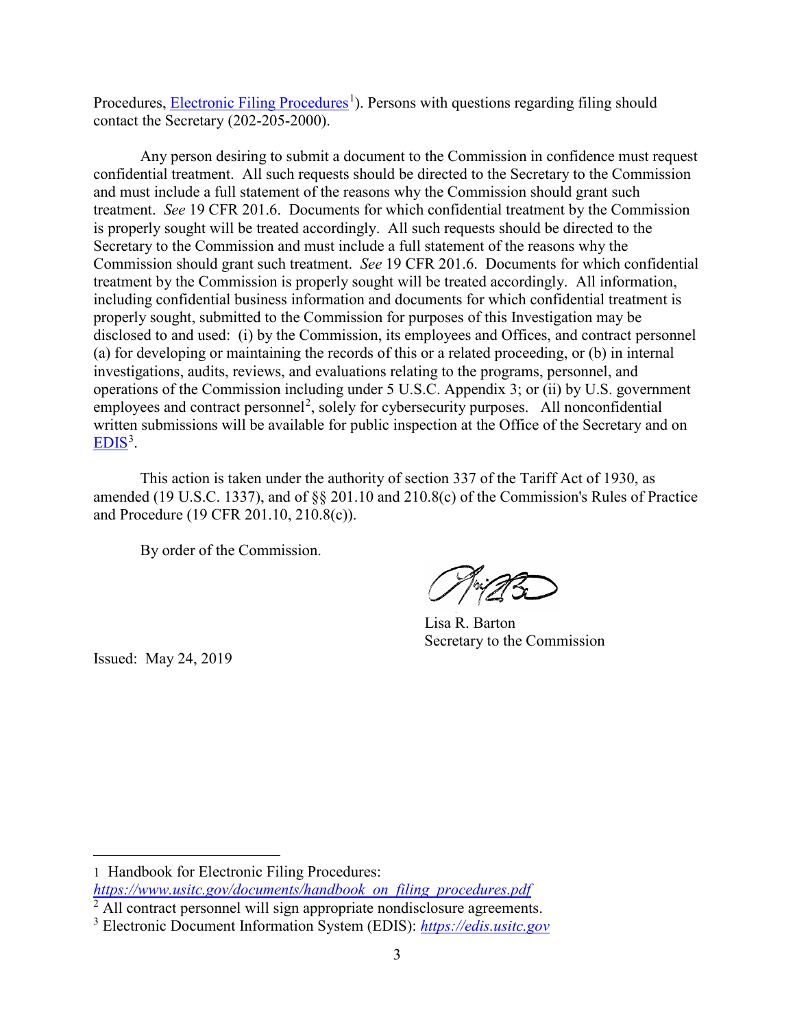Procedures, [Electronic Filing Procedures][1]). Persons with questions regarding filing should contact the Secretary (202-205-2000).

Any person desiring to submit a document to the Commission in confidence must request confidential treatment. All such requests should be directed to the Secretary to the Commission and must include a full statement of the reasons why the Commission should grant such treatment. *See* 19 CFR 201.6. Documents for which confidential treatment by the Commission is properly sought will be treated accordingly. All such requests should be directed to the Secretary to the Commission and must include a full statement of the reasons why the Commission should grant such treatment. *See* 19 CFR 201.6. Documents for which confidential treatment by the Commission is properly sought will be treated accordingly. All information, including confidential business information and documents for which confidential treatment is properly sought, submitted to the Commission for purposes of this Investigation may be disclosed to and used: (i) by the Commission, its employees and Offices, and contract personnel (a) for developing or maintaining the records of this or a related proceeding, or (b) in internal investigations, audits, reviews, and evaluations relating to the programs, personnel, and operations of the Commission including under 5 U.S.C. Appendix 3; or (ii) by U.S. government employees and contract personnel[2], solely for cybersecurity purposes. All nonconfidential written submissions will be available for public inspection at the Office of the Secretary and on EDIS[3].

This action is taken under the authority of section 337 of the Tariff Act of 1930, as amended (19 U.S.C. 1337), and of §§ 201.10 and 210.8(c) of the Commission's Rules of Practice and Procedure (19 CFR 201.10, 210.8(c)).

By order of the Commission.

Lisa R. Barton
Secretary to the Commission

Issued: May 24, 2019

---

1 Handbook for Electronic Filing Procedures: *https://www.usitc.gov/documents/handbook_on_filing_procedures.pdf*

2 All contract personnel will sign appropriate nondisclosure agreements.

3 Electronic Document Information System (EDIS): *https://edis.usitc.gov*